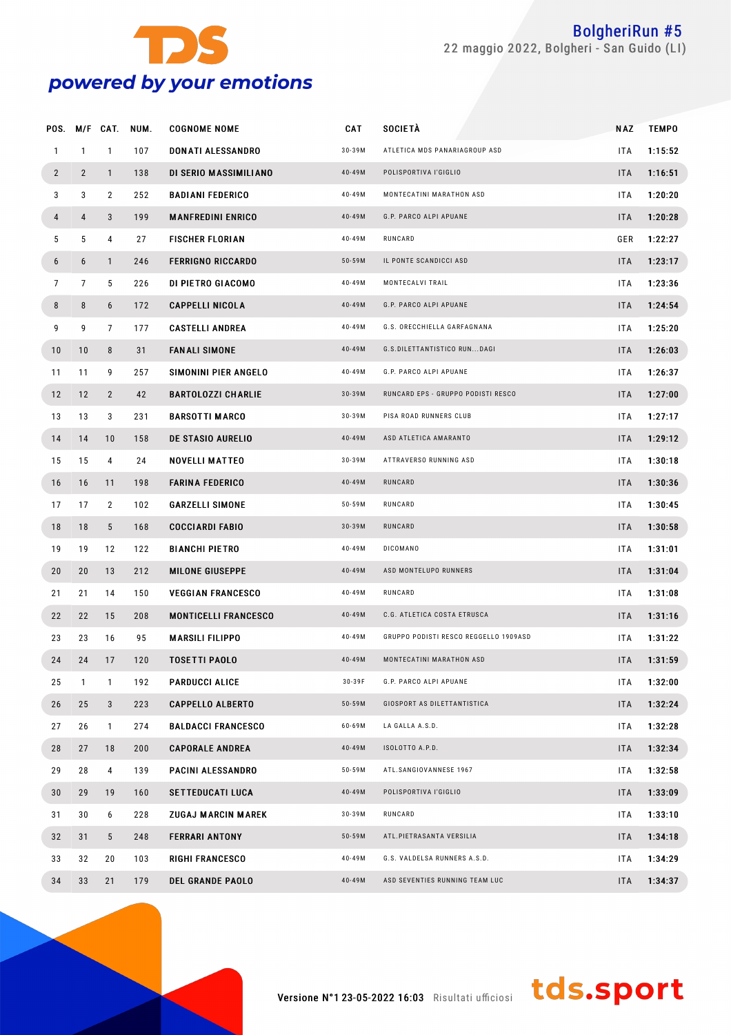# BolgheriRun #5

22 maggio 2022, Bolgheri - San Guido (LI)

| POS. | M/F | CAT. | NUM. | COGNOME NOME | CAT | SOCIETÀ | NAZ | TEMPO |
|---|---|---|---|---|---|---|---|---|
| 1 | 1 | 1 | 107 | DONATI ALESSANDRO | 30-39M | ATLETICA MDS PANARIAGROUP ASD | ITA | 1:15:52 |
| 2 | 2 | 1 | 138 | DI SERIO MASSIMILIANO | 40-49M | POLISPORTIVA I'GIGLIO | ITA | 1:16:51 |
| 3 | 3 | 2 | 252 | BADIANI FEDERICO | 40-49M | MONTECATINI MARATHON ASD | ITA | 1:20:20 |
| 4 | 4 | 3 | 199 | MANFREDINI ENRICO | 40-49M | G.P. PARCO ALPI APUANE | ITA | 1:20:28 |
| 5 | 5 | 4 | 27 | FISCHER FLORIAN | 40-49M | RUNCARD | GER | 1:22:27 |
| 6 | 6 | 1 | 246 | FERRIGNO RICCARDO | 50-59M | IL PONTE SCANDICCI ASD | ITA | 1:23:17 |
| 7 | 7 | 5 | 226 | DI PIETRO GIACOMO | 40-49M | MONTECALVI TRAIL | ITA | 1:23:36 |
| 8 | 8 | 6 | 172 | CAPPELLI NICOLA | 40-49M | G.P. PARCO ALPI APUANE | ITA | 1:24:54 |
| 9 | 9 | 7 | 177 | CASTELLI ANDREA | 40-49M | G.S. ORECCHIELLA GARFAGNANA | ITA | 1:25:20 |
| 10 | 10 | 8 | 31 | FANALI SIMONE | 40-49M | G.S.DILETTANTISTICO RUN...DAGI | ITA | 1:26:03 |
| 11 | 11 | 9 | 257 | SIMONINI PIER ANGELO | 40-49M | G.P. PARCO ALPI APUANE | ITA | 1:26:37 |
| 12 | 12 | 2 | 42 | BARTOLOZZI CHARLIE | 30-39M | RUNCARD EPS - GRUPPO PODISTI RESCO | ITA | 1:27:00 |
| 13 | 13 | 3 | 231 | BARSOTTI MARCO | 30-39M | PISA ROAD RUNNERS CLUB | ITA | 1:27:17 |
| 14 | 14 | 10 | 158 | DE STASIO AURELIO | 40-49M | ASD ATLETICA AMARANTO | ITA | 1:29:12 |
| 15 | 15 | 4 | 24 | NOVELLI MATTEO | 30-39M | ATTRAVERSO RUNNING ASD | ITA | 1:30:18 |
| 16 | 16 | 11 | 198 | FARINA FEDERICO | 40-49M | RUNCARD | ITA | 1:30:36 |
| 17 | 17 | 2 | 102 | GARZELLI SIMONE | 50-59M | RUNCARD | ITA | 1:30:45 |
| 18 | 18 | 5 | 168 | COCCIARDI FABIO | 30-39M | RUNCARD | ITA | 1:30:58 |
| 19 | 19 | 12 | 122 | BIANCHI PIETRO | 40-49M | DICOMANO | ITA | 1:31:01 |
| 20 | 20 | 13 | 212 | MILONE GIUSEPPE | 40-49M | ASD MONTELUPO RUNNERS | ITA | 1:31:04 |
| 21 | 21 | 14 | 150 | VEGGIAN FRANCESCO | 40-49M | RUNCARD | ITA | 1:31:08 |
| 22 | 22 | 15 | 208 | MONTICELLI FRANCESCO | 40-49M | C.G. ATLETICA COSTA ETRUSCA | ITA | 1:31:16 |
| 23 | 23 | 16 | 95 | MARSILI FILIPPO | 40-49M | GRUPPO PODISTI RESCO REGGELLO 1909ASD | ITA | 1:31:22 |
| 24 | 24 | 17 | 120 | TOSETTI PAOLO | 40-49M | MONTECATINI MARATHON ASD | ITA | 1:31:59 |
| 25 | 1 | 1 | 192 | PARDUCCI ALICE | 30-39F | G.P. PARCO ALPI APUANE | ITA | 1:32:00 |
| 26 | 25 | 3 | 223 | CAPPELLO ALBERTO | 50-59M | GIOSPORT AS DILETTANTISTICA | ITA | 1:32:24 |
| 27 | 26 | 1 | 274 | BALDACCI FRANCESCO | 60-69M | LA GALLA A.S.D. | ITA | 1:32:28 |
| 28 | 27 | 18 | 200 | CAPORALE ANDREA | 40-49M | ISOLOTTO A.P.D. | ITA | 1:32:34 |
| 29 | 28 | 4 | 139 | PACINI ALESSANDRO | 50-59M | ATL.SANGIOVANNESE 1967 | ITA | 1:32:58 |
| 30 | 29 | 19 | 160 | SETTEDUCATI LUCA | 40-49M | POLISPORTIVA I'GIGLIO | ITA | 1:33:09 |
| 31 | 30 | 6 | 228 | ZUGAJ MARCIN MAREK | 30-39M | RUNCARD | ITA | 1:33:10 |
| 32 | 31 | 5 | 248 | FERRARI ANTONY | 50-59M | ATL.PIETRASANTA VERSILIA | ITA | 1:34:18 |
| 33 | 32 | 20 | 103 | RIGHI FRANCESCO | 40-49M | G.S. VALDELSA RUNNERS A.S.D. | ITA | 1:34:29 |
| 34 | 33 | 21 | 179 | DEL GRANDE PAOLO | 40-49M | ASD SEVENTIES RUNNING TEAM LUC | ITA | 1:34:37 |

Versione N°1 23-05-2022 16:03 Risultati ufficiosi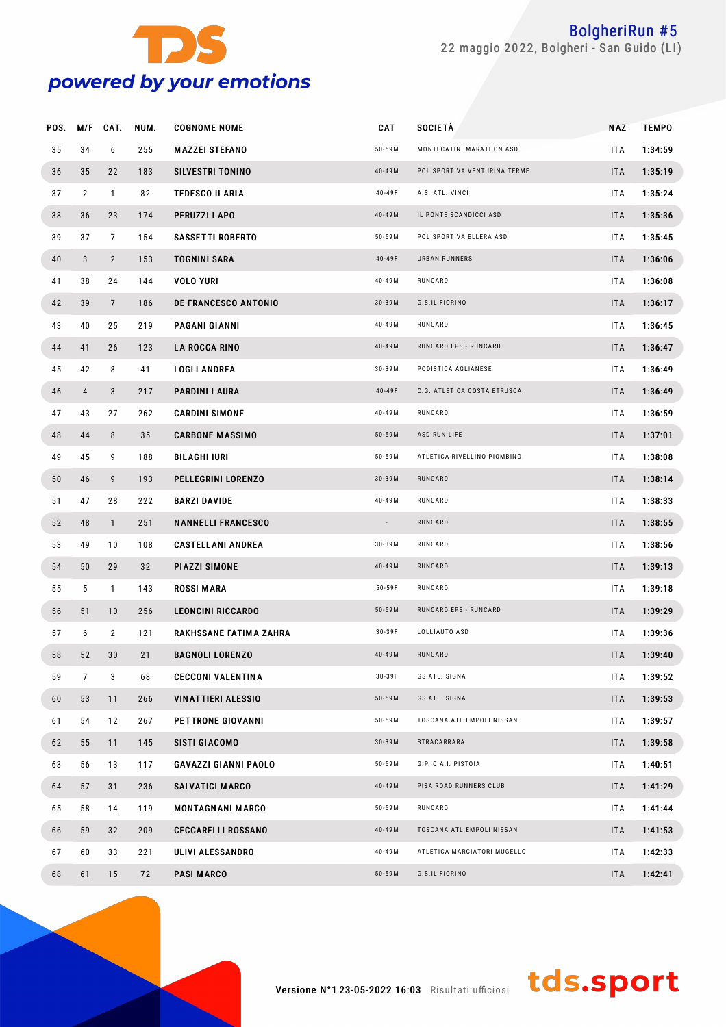| POS. | M/F | CAT. | NUM. | COGNOME NOME | CAT | SOCIETÀ | NAZ | TEMPO |
|---|---|---|---|---|---|---|---|---|
| 35 | 34 | 6 | 255 | MAZZEI STEFANO | 50-59M | MONTECATINI MARATHON ASD | ITA | 1:34:59 |
| 36 | 35 | 22 | 183 | SILVESTRI TONINO | 40-49M | POLISPORTIVA VENTURINA TERME | ITA | 1:35:19 |
| 37 | 2 | 1 | 82 | TEDESCO ILARIA | 40-49F | A.S. ATL. VINCI | ITA | 1:35:24 |
| 38 | 36 | 23 | 174 | PERUZZI LAPO | 40-49M | IL PONTE SCANDICCI ASD | ITA | 1:35:36 |
| 39 | 37 | 7 | 154 | SASSETTI ROBERTO | 50-59M | POLISPORTIVA ELLERA ASD | ITA | 1:35:45 |
| 40 | 3 | 2 | 153 | TOGNINI SARA | 40-49F | URBAN RUNNERS | ITA | 1:36:06 |
| 41 | 38 | 24 | 144 | VOLO YURI | 40-49M | RUNCARD | ITA | 1:36:08 |
| 42 | 39 | 7 | 186 | DE FRANCESCO ANTONIO | 30-39M | G.S.IL FIORINO | ITA | 1:36:17 |
| 43 | 40 | 25 | 219 | PAGANI GIANNI | 40-49M | RUNCARD | ITA | 1:36:45 |
| 44 | 41 | 26 | 123 | LA ROCCA RINO | 40-49M | RUNCARD EPS - RUNCARD | ITA | 1:36:47 |
| 45 | 42 | 8 | 41 | LOGLI ANDREA | 30-39M | PODISTICA AGLIANESE | ITA | 1:36:49 |
| 46 | 4 | 3 | 217 | PARDINI LAURA | 40-49F | C.G. ATLETICA COSTA ETRUSCA | ITA | 1:36:49 |
| 47 | 43 | 27 | 262 | CARDINI SIMONE | 40-49M | RUNCARD | ITA | 1:36:59 |
| 48 | 44 | 8 | 35 | CARBONE MASSIMO | 50-59M | ASD RUN LIFE | ITA | 1:37:01 |
| 49 | 45 | 9 | 188 | BILAGHI IURI | 50-59M | ATLETICA RIVELLINO PIOMBINO | ITA | 1:38:08 |
| 50 | 46 | 9 | 193 | PELLEGRINI LORENZO | 30-39M | RUNCARD | ITA | 1:38:14 |
| 51 | 47 | 28 | 222 | BARZI DAVIDE | 40-49M | RUNCARD | ITA | 1:38:33 |
| 52 | 48 | 1 | 251 | NANNELLI FRANCESCO | - | RUNCARD | ITA | 1:38:55 |
| 53 | 49 | 10 | 108 | CASTELLANI ANDREA | 30-39M | RUNCARD | ITA | 1:38:56 |
| 54 | 50 | 29 | 32 | PIAZZI SIMONE | 40-49M | RUNCARD | ITA | 1:39:13 |
| 55 | 5 | 1 | 143 | ROSSI MARA | 50-59F | RUNCARD | ITA | 1:39:18 |
| 56 | 51 | 10 | 256 | LEONCINI RICCARDO | 50-59M | RUNCARD EPS - RUNCARD | ITA | 1:39:29 |
| 57 | 6 | 2 | 121 | RAKHSSANE FATIMA ZAHRA | 30-39F | LOLLIAUTO ASD | ITA | 1:39:36 |
| 58 | 52 | 30 | 21 | BAGNOLI LORENZO | 40-49M | RUNCARD | ITA | 1:39:40 |
| 59 | 7 | 3 | 68 | CECCONI VALENTINA | 30-39F | GS ATL. SIGNA | ITA | 1:39:52 |
| 60 | 53 | 11 | 266 | VINATTIERI ALESSIO | 50-59M | GS ATL. SIGNA | ITA | 1:39:53 |
| 61 | 54 | 12 | 267 | PETTRONE GIOVANNI | 50-59M | TOSCANA ATL.EMPOLI NISSAN | ITA | 1:39:57 |
| 62 | 55 | 11 | 145 | SISTI GIACOMO | 30-39M | STRACARRARA | ITA | 1:39:58 |
| 63 | 56 | 13 | 117 | GAVAZZI GIANNI PAOLO | 50-59M | G.P. C.A.I. PISTOIA | ITA | 1:40:51 |
| 64 | 57 | 31 | 236 | SALVATICI MARCO | 40-49M | PISA ROAD RUNNERS CLUB | ITA | 1:41:29 |
| 65 | 58 | 14 | 119 | MONTAGNANI MARCO | 50-59M | RUNCARD | ITA | 1:41:44 |
| 66 | 59 | 32 | 209 | CECCARELLI ROSSANO | 40-49M | TOSCANA ATL.EMPOLI NISSAN | ITA | 1:41:53 |
| 67 | 60 | 33 | 221 | ULIVI ALESSANDRO | 40-49M | ATLETICA MARCIATORI MUGELLO | ITA | 1:42:33 |
| 68 | 61 | 15 | 72 | PASI MARCO | 50-59M | G.S.IL FIORINO | ITA | 1:42:41 |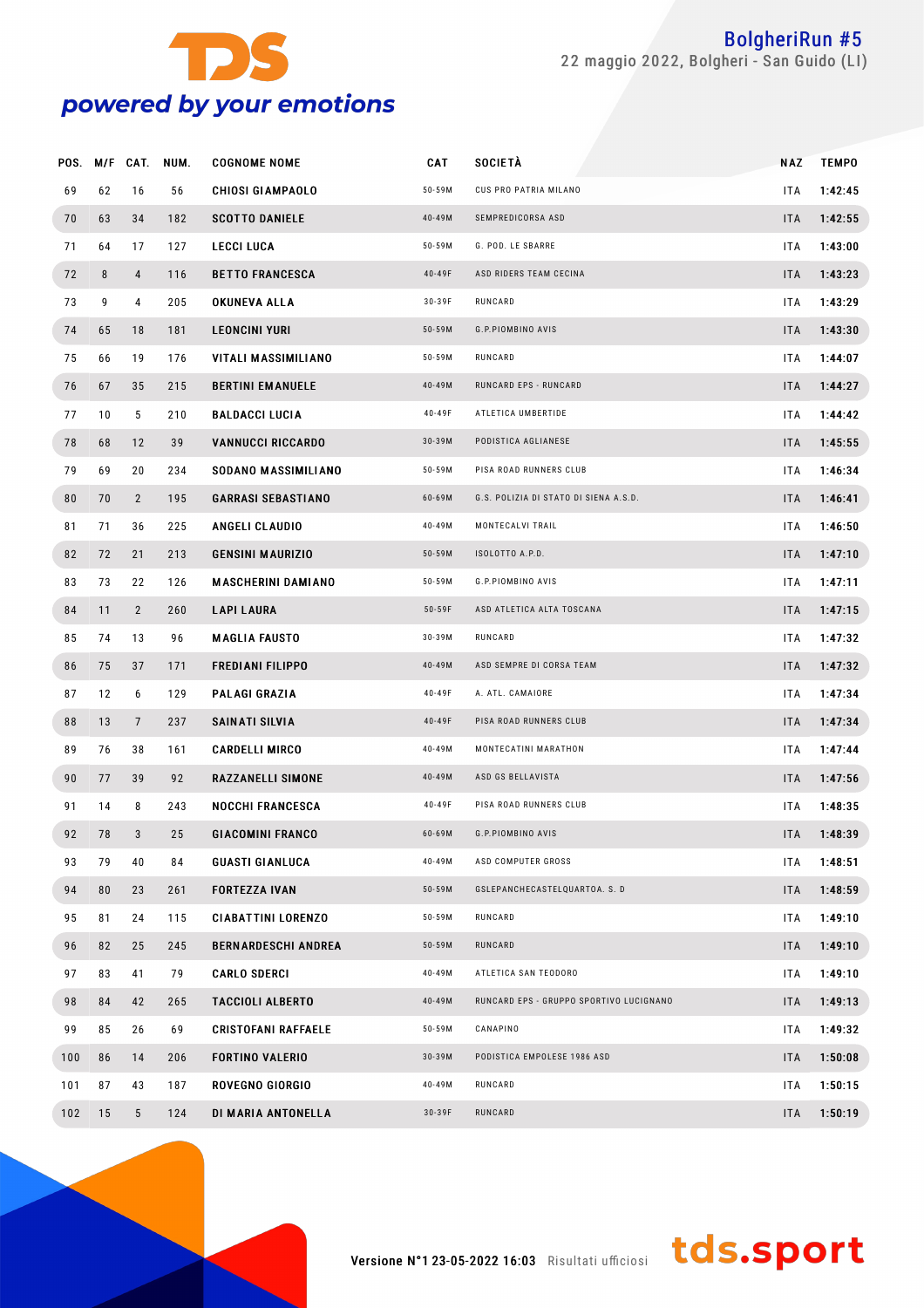## BolgheriRun #5

22 maggio 2022, Bolgheri - San Guido (LI)

| POS. | M/F | CAT. | NUM. | COGNOME NOME | CAT | SOCIETÀ | NAZ | TEMPO |
|---|---|---|---|---|---|---|---|---|
| 69 | 62 | 16 | 56 | CHIOSI GIAMPAOLO | 50-59M | CUS PRO PATRIA MILANO | ITA | 1:42:45 |
| 70 | 63 | 34 | 182 | SCOTTO DANIELE | 40-49M | SEMPREDICORSA ASD | ITA | 1:42:55 |
| 71 | 64 | 17 | 127 | LECCI LUCA | 50-59M | G. POD. LE SBARRE | ITA | 1:43:00 |
| 72 | 8 | 4 | 116 | BETTO FRANCESCA | 40-49F | ASD RIDERS TEAM CECINA | ITA | 1:43:23 |
| 73 | 9 | 4 | 205 | OKUNEVA ALLA | 30-39F | RUNCARD | ITA | 1:43:29 |
| 74 | 65 | 18 | 181 | LEONCINI YURI | 50-59M | G.P.PIOMBINO AVIS | ITA | 1:43:30 |
| 75 | 66 | 19 | 176 | VITALI MASSIMILIANO | 50-59M | RUNCARD | ITA | 1:44:07 |
| 76 | 67 | 35 | 215 | BERTINI EMANUELE | 40-49M | RUNCARD EPS - RUNCARD | ITA | 1:44:27 |
| 77 | 10 | 5 | 210 | BALDACCI LUCIA | 40-49F | ATLETICA UMBERTIDE | ITA | 1:44:42 |
| 78 | 68 | 12 | 39 | VANNUCCI RICCARDO | 30-39M | PODISTICA AGLIANESE | ITA | 1:45:55 |
| 79 | 69 | 20 | 234 | SODANO MASSIMILIANO | 50-59M | PISA ROAD RUNNERS CLUB | ITA | 1:46:34 |
| 80 | 70 | 2 | 195 | GARRASI SEBASTIANO | 60-69M | G.S. POLIZIA DI STATO DI SIENA A.S.D. | ITA | 1:46:41 |
| 81 | 71 | 36 | 225 | ANGELI CLAUDIO | 40-49M | MONTECALVI TRAIL | ITA | 1:46:50 |
| 82 | 72 | 21 | 213 | GENSINI MAURIZIO | 50-59M | ISOLOTTO A.P.D. | ITA | 1:47:10 |
| 83 | 73 | 22 | 126 | MASCHERINI DAMIANO | 50-59M | G.P.PIOMBINO AVIS | ITA | 1:47:11 |
| 84 | 11 | 2 | 260 | LAPI LAURA | 50-59F | ASD ATLETICA ALTA TOSCANA | ITA | 1:47:15 |
| 85 | 74 | 13 | 96 | MAGLIA FAUSTO | 30-39M | RUNCARD | ITA | 1:47:32 |
| 86 | 75 | 37 | 171 | FREDIANI FILIPPO | 40-49M | ASD SEMPRE DI CORSA TEAM | ITA | 1:47:32 |
| 87 | 12 | 6 | 129 | PALAGI GRAZIA | 40-49F | A. ATL. CAMAIORE | ITA | 1:47:34 |
| 88 | 13 | 7 | 237 | SAINATI SILVIA | 40-49F | PISA ROAD RUNNERS CLUB | ITA | 1:47:34 |
| 89 | 76 | 38 | 161 | CARDELLI MIRCO | 40-49M | MONTECATINI MARATHON | ITA | 1:47:44 |
| 90 | 77 | 39 | 92 | RAZZANELLI SIMONE | 40-49M | ASD GS BELLAVISTA | ITA | 1:47:56 |
| 91 | 14 | 8 | 243 | NOCCHI FRANCESCA | 40-49F | PISA ROAD RUNNERS CLUB | ITA | 1:48:35 |
| 92 | 78 | 3 | 25 | GIACOMINI FRANCO | 60-69M | G.P.PIOMBINO AVIS | ITA | 1:48:39 |
| 93 | 79 | 40 | 84 | GUASTI GIANLUCA | 40-49M | ASD COMPUTER GROSS | ITA | 1:48:51 |
| 94 | 80 | 23 | 261 | FORTEZZA IVAN | 50-59M | GSLEPANCHECASTELQUARTOA. S. D | ITA | 1:48:59 |
| 95 | 81 | 24 | 115 | CIABATTINI LORENZO | 50-59M | RUNCARD | ITA | 1:49:10 |
| 96 | 82 | 25 | 245 | BERNARDESCHI ANDREA | 50-59M | RUNCARD | ITA | 1:49:10 |
| 97 | 83 | 41 | 79 | CARLO SDERCI | 40-49M | ATLETICA SAN TEODORO | ITA | 1:49:10 |
| 98 | 84 | 42 | 265 | TACCIOLI ALBERTO | 40-49M | RUNCARD EPS - GRUPPO SPORTIVO LUCIGNANO | ITA | 1:49:13 |
| 99 | 85 | 26 | 69 | CRISTOFANI RAFFAELE | 50-59M | CANAPINO | ITA | 1:49:32 |
| 100 | 86 | 14 | 206 | FORTINO VALERIO | 30-39M | PODISTICA EMPOLESE 1986 ASD | ITA | 1:50:08 |
| 101 | 87 | 43 | 187 | ROVEGNO GIORGIO | 40-49M | RUNCARD | ITA | 1:50:15 |
| 102 | 15 | 5 | 124 | DI MARIA ANTONELLA | 30-39F | RUNCARD | ITA | 1:50:19 |

Versione N°1 23-05-2022 16:03 Risultati ufficiosi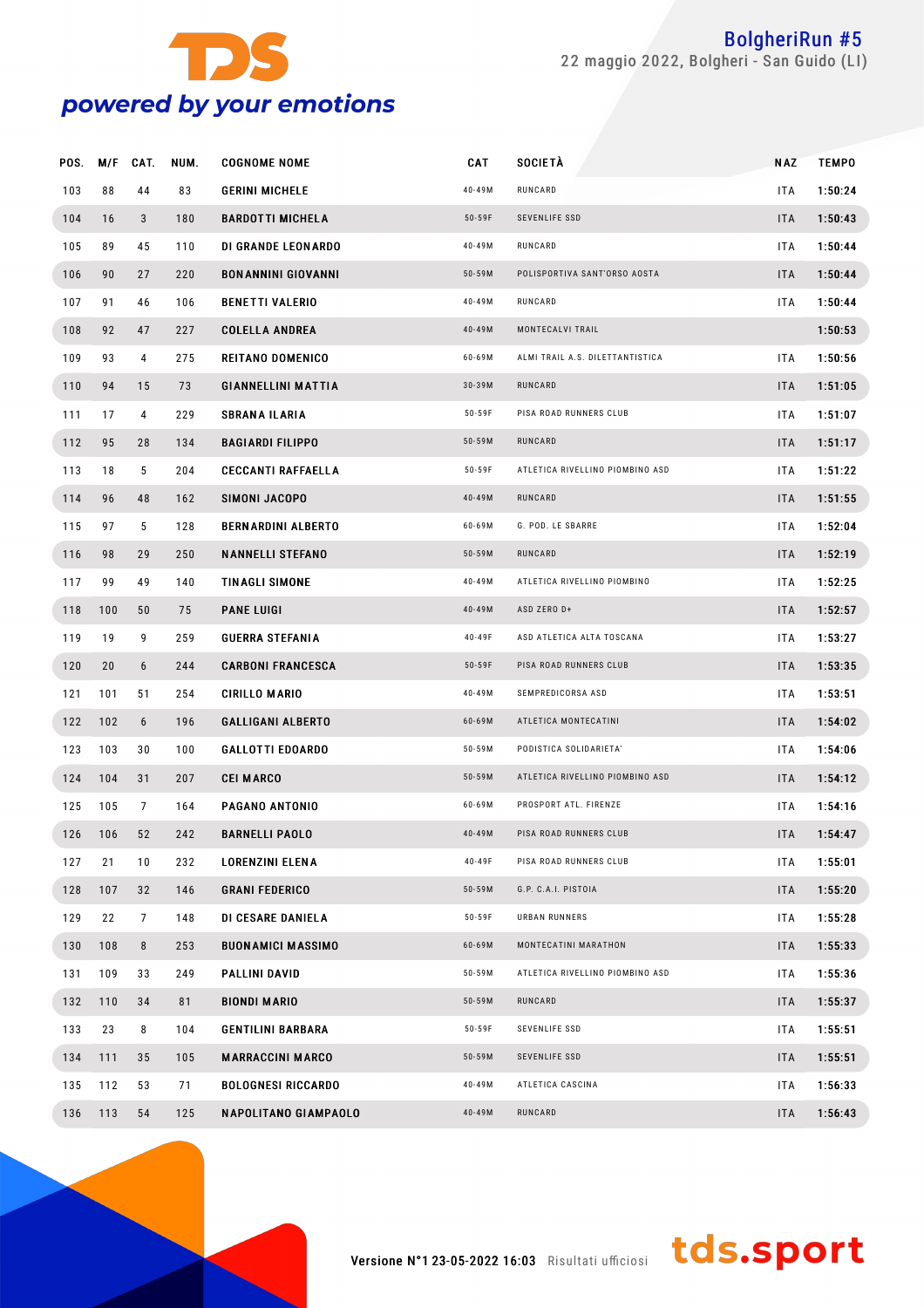# BolgheriRun #5

22 maggio 2022, Bolgheri - San Guido (LI)

| POS. | M/F | CAT. | NUM. | COGNOME NOME | CAT | SOCIETÀ | NAZ | TEMPO |
|---|---|---|---|---|---|---|---|---|
| 103 | 88 | 44 | 83 | GERINI MICHELE | 40-49M | RUNCARD | ITA | 1:50:24 |
| 104 | 16 | 3 | 180 | BARDOTTI MICHELA | 50-59F | SEVENLIFE SSD | ITA | 1:50:43 |
| 105 | 89 | 45 | 110 | DI GRANDE LEONARDO | 40-49M | RUNCARD | ITA | 1:50:44 |
| 106 | 90 | 27 | 220 | BONANNINI GIOVANNI | 50-59M | POLISPORTIVA SANT'ORSO AOSTA | ITA | 1:50:44 |
| 107 | 91 | 46 | 106 | BENETTI VALERIO | 40-49M | RUNCARD | ITA | 1:50:44 |
| 108 | 92 | 47 | 227 | COLELLA ANDREA | 40-49M | MONTECALVI TRAIL | | 1:50:53 |
| 109 | 93 | 4 | 275 | REITANO DOMENICO | 60-69M | ALMI TRAIL A.S. DILETTANTISTICA | ITA | 1:50:56 |
| 110 | 94 | 15 | 73 | GIANNELLINI MATTIA | 30-39M | RUNCARD | ITA | 1:51:05 |
| 111 | 17 | 4 | 229 | SBRANA ILARIA | 50-59F | PISA ROAD RUNNERS CLUB | ITA | 1:51:07 |
| 112 | 95 | 28 | 134 | BAGIARDI FILIPPO | 50-59M | RUNCARD | ITA | 1:51:17 |
| 113 | 18 | 5 | 204 | CECCANTI RAFFAELLA | 50-59F | ATLETICA RIVELLINO PIOMBINO ASD | ITA | 1:51:22 |
| 114 | 96 | 48 | 162 | SIMONI JACOPO | 40-49M | RUNCARD | ITA | 1:51:55 |
| 115 | 97 | 5 | 128 | BERNARDINI ALBERTO | 60-69M | G. POD. LE SBARRE | ITA | 1:52:04 |
| 116 | 98 | 29 | 250 | NANNELLI STEFANO | 50-59M | RUNCARD | ITA | 1:52:19 |
| 117 | 99 | 49 | 140 | TINAGLI SIMONE | 40-49M | ATLETICA RIVELLINO PIOMBINO | ITA | 1:52:25 |
| 118 | 100 | 50 | 75 | PANE LUIGI | 40-49M | ASD ZERO D+ | ITA | 1:52:57 |
| 119 | 19 | 9 | 259 | GUERRA STEFANIA | 40-49F | ASD ATLETICA ALTA TOSCANA | ITA | 1:53:27 |
| 120 | 20 | 6 | 244 | CARBONI FRANCESCA | 50-59F | PISA ROAD RUNNERS CLUB | ITA | 1:53:35 |
| 121 | 101 | 51 | 254 | CIRILLO MARIO | 40-49M | SEMPREDICORSA ASD | ITA | 1:53:51 |
| 122 | 102 | 6 | 196 | GALLIGANI ALBERTO | 60-69M | ATLETICA MONTECATINI | ITA | 1:54:02 |
| 123 | 103 | 30 | 100 | GALLOTTI EDOARDO | 50-59M | PODISTICA SOLIDARIETA' | ITA | 1:54:06 |
| 124 | 104 | 31 | 207 | CEI MARCO | 50-59M | ATLETICA RIVELLINO PIOMBINO ASD | ITA | 1:54:12 |
| 125 | 105 | 7 | 164 | PAGANO ANTONIO | 60-69M | PROSPORT ATL. FIRENZE | ITA | 1:54:16 |
| 126 | 106 | 52 | 242 | BARNELLI PAOLO | 40-49M | PISA ROAD RUNNERS CLUB | ITA | 1:54:47 |
| 127 | 21 | 10 | 232 | LORENZINI ELENA | 40-49F | PISA ROAD RUNNERS CLUB | ITA | 1:55:01 |
| 128 | 107 | 32 | 146 | GRANI FEDERICO | 50-59M | G.P. C.A.I. PISTOIA | ITA | 1:55:20 |
| 129 | 22 | 7 | 148 | DI CESARE DANIELA | 50-59F | URBAN RUNNERS | ITA | 1:55:28 |
| 130 | 108 | 8 | 253 | BUONAMICI MASSIMO | 60-69M | MONTECATINI MARATHON | ITA | 1:55:33 |
| 131 | 109 | 33 | 249 | PALLINI DAVID | 50-59M | ATLETICA RIVELLINO PIOMBINO ASD | ITA | 1:55:36 |
| 132 | 110 | 34 | 81 | BIONDI MARIO | 50-59M | RUNCARD | ITA | 1:55:37 |
| 133 | 23 | 8 | 104 | GENTILINI BARBARA | 50-59F | SEVENLIFE SSD | ITA | 1:55:51 |
| 134 | 111 | 35 | 105 | MARRACCINI MARCO | 50-59M | SEVENLIFE SSD | ITA | 1:55:51 |
| 135 | 112 | 53 | 71 | BOLOGNESI RICCARDO | 40-49M | ATLETICA CASCINA | ITA | 1:56:33 |
| 136 | 113 | 54 | 125 | NAPOLITANO GIAMPAOLO | 40-49M | RUNCARD | ITA | 1:56:43 |

Versione N°1 23-05-2022 16:03 Risultati ufficiosi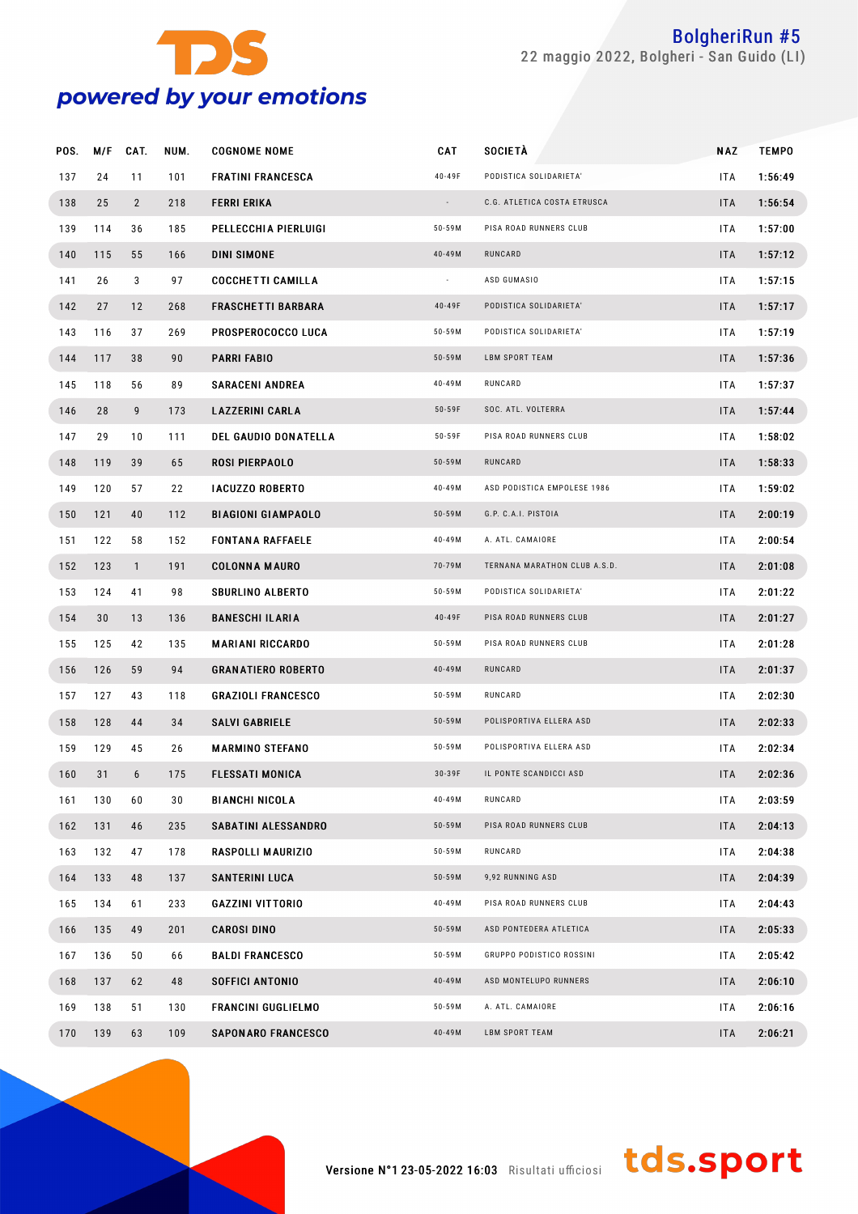| POS. | M/F | CAT. | NUM. | COGNOME NOME | CAT | SOCIETÀ | NAZ | TEMPO |
|---|---|---|---|---|---|---|---|---|
| 137 | 24 | 11 | 101 | FRATINI FRANCESCA | 40-49F | PODISTICA SOLIDARIETA' | ITA | 1:56:49 |
| 138 | 25 | 2 | 218 | FERRI ERIKA | - | C.G. ATLETICA COSTA ETRUSCA | ITA | 1:56:54 |
| 139 | 114 | 36 | 185 | PELLECCHIA PIERLUIGI | 50-59M | PISA ROAD RUNNERS CLUB | ITA | 1:57:00 |
| 140 | 115 | 55 | 166 | DINI SIMONE | 40-49M | RUNCARD | ITA | 1:57:12 |
| 141 | 26 | 3 | 97 | COCCHETTI CAMILLA | - | ASD GUMASIO | ITA | 1:57:15 |
| 142 | 27 | 12 | 268 | FRASCHETTI BARBARA | 40-49F | PODISTICA SOLIDARIETA' | ITA | 1:57:17 |
| 143 | 116 | 37 | 269 | PROSPEROCOCCO LUCA | 50-59M | PODISTICA SOLIDARIETA' | ITA | 1:57:19 |
| 144 | 117 | 38 | 90 | PARRI FABIO | 50-59M | LBM SPORT TEAM | ITA | 1:57:36 |
| 145 | 118 | 56 | 89 | SARACENI ANDREA | 40-49M | RUNCARD | ITA | 1:57:37 |
| 146 | 28 | 9 | 173 | LAZZERINI CARLA | 50-59F | SOC. ATL. VOLTERRA | ITA | 1:57:44 |
| 147 | 29 | 10 | 111 | DEL GAUDIO DONATELLA | 50-59F | PISA ROAD RUNNERS CLUB | ITA | 1:58:02 |
| 148 | 119 | 39 | 65 | ROSI PIERPAOLO | 50-59M | RUNCARD | ITA | 1:58:33 |
| 149 | 120 | 57 | 22 | IACUZZO ROBERTO | 40-49M | ASD PODISTICA EMPOLESE 1986 | ITA | 1:59:02 |
| 150 | 121 | 40 | 112 | BIAGIONI GIAMPAOLO | 50-59M | G.P. C.A.I. PISTOIA | ITA | 2:00:19 |
| 151 | 122 | 58 | 152 | FONTANA RAFFAELE | 40-49M | A. ATL. CAMAIORE | ITA | 2:00:54 |
| 152 | 123 | 1 | 191 | COLONNA MAURO | 70-79M | TERNANA MARATHON CLUB A.S.D. | ITA | 2:01:08 |
| 153 | 124 | 41 | 98 | SBURLINO ALBERTO | 50-59M | PODISTICA SOLIDARIETA' | ITA | 2:01:22 |
| 154 | 30 | 13 | 136 | BANESCHI ILARIA | 40-49F | PISA ROAD RUNNERS CLUB | ITA | 2:01:27 |
| 155 | 125 | 42 | 135 | MARIANI RICCARDO | 50-59M | PISA ROAD RUNNERS CLUB | ITA | 2:01:28 |
| 156 | 126 | 59 | 94 | GRANATIERO ROBERTO | 40-49M | RUNCARD | ITA | 2:01:37 |
| 157 | 127 | 43 | 118 | GRAZIOLI FRANCESCO | 50-59M | RUNCARD | ITA | 2:02:30 |
| 158 | 128 | 44 | 34 | SALVI GABRIELE | 50-59M | POLISPORTIVA ELLERA ASD | ITA | 2:02:33 |
| 159 | 129 | 45 | 26 | MARMINO STEFANO | 50-59M | POLISPORTIVA ELLERA ASD | ITA | 2:02:34 |
| 160 | 31 | 6 | 175 | FLESSATI MONICA | 30-39F | IL PONTE SCANDICCI ASD | ITA | 2:02:36 |
| 161 | 130 | 60 | 30 | BIANCHI NICOLA | 40-49M | RUNCARD | ITA | 2:03:59 |
| 162 | 131 | 46 | 235 | SABATINI ALESSANDRO | 50-59M | PISA ROAD RUNNERS CLUB | ITA | 2:04:13 |
| 163 | 132 | 47 | 178 | RASPOLLI MAURIZIO | 50-59M | RUNCARD | ITA | 2:04:38 |
| 164 | 133 | 48 | 137 | SANTERINI LUCA | 50-59M | 9,92 RUNNING ASD | ITA | 2:04:39 |
| 165 | 134 | 61 | 233 | GAZZINI VITTORIO | 40-49M | PISA ROAD RUNNERS CLUB | ITA | 2:04:43 |
| 166 | 135 | 49 | 201 | CAROSI DINO | 50-59M | ASD PONTEDERA ATLETICA | ITA | 2:05:33 |
| 167 | 136 | 50 | 66 | BALDI FRANCESCO | 50-59M | GRUPPO PODISTICO ROSSINI | ITA | 2:05:42 |
| 168 | 137 | 62 | 48 | SOFFICI ANTONIO | 40-49M | ASD MONTELUPO RUNNERS | ITA | 2:06:10 |
| 169 | 138 | 51 | 130 | FRANCINI GUGLIELMO | 50-59M | A. ATL. CAMAIORE | ITA | 2:06:16 |
| 170 | 139 | 63 | 109 | SAPONARO FRANCESCO | 40-49M | LBM SPORT TEAM | ITA | 2:06:21 |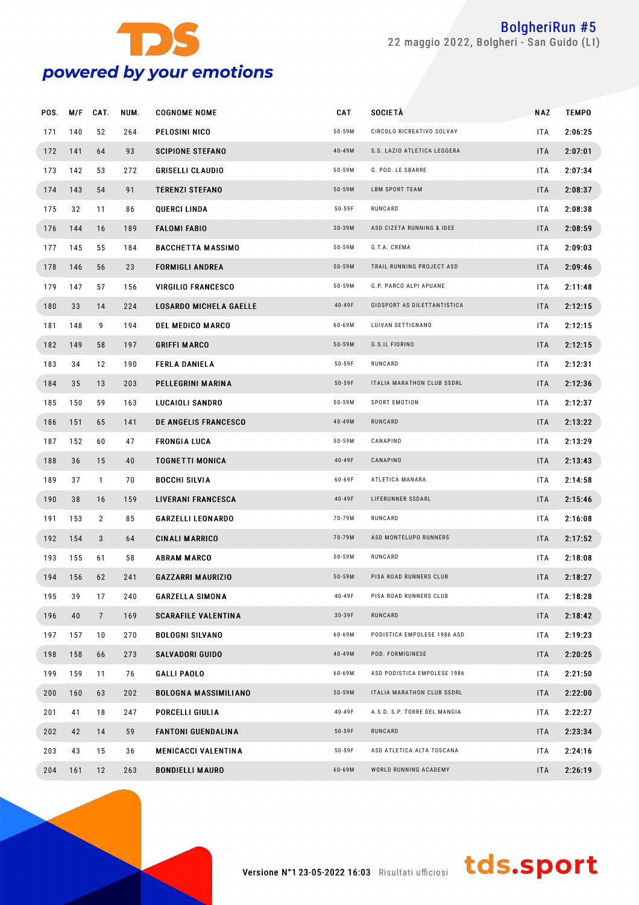| POS. | M/F | CAT. | NUM. | COGNOME NOME | CAT | SOCIETÀ | NAZ | TEMPO |
|---|---|---|---|---|---|---|---|---|
| 171 | 140 | 52 | 264 | PELOSINI NICO | 50-59M | CIRCOLO RICREATIVO SOLVAY | ITA | 2:06:25 |
| 172 | 141 | 64 | 93 | SCIPIONE STEFANO | 40-49M | S.S. LAZIO ATLETICA LEGGERA | ITA | 2:07:01 |
| 173 | 142 | 53 | 272 | GRISELLI CLAUDIO | 50-59M | G. POD. LE SBARRE | ITA | 2:07:34 |
| 174 | 143 | 54 | 91 | TERENZI STEFANO | 50-59M | LBM SPORT TEAM | ITA | 2:08:37 |
| 175 | 32 | 11 | 86 | QUERCI LINDA | 50-59F | RUNCARD | ITA | 2:08:38 |
| 176 | 144 | 16 | 189 | FALOMI FABIO | 30-39M | ASD CIZETA RUNNING & IDEE | ITA | 2:08:59 |
| 177 | 145 | 55 | 184 | BACCHETTA MASSIMO | 50-59M | G.T.A. CREMA | ITA | 2:09:03 |
| 178 | 146 | 56 | 23 | FORMIGLI ANDREA | 50-59M | TRAIL RUNNING PROJECT ASD | ITA | 2:09:46 |
| 179 | 147 | 57 | 156 | VIRGILIO FRANCESCO | 50-59M | G.P. PARCO ALPI APUANE | ITA | 2:11:48 |
| 180 | 33 | 14 | 224 | LOSARDO MICHELA GAELLE | 40-49F | GIOSPORT AS DILETTANTISTICA | ITA | 2:12:15 |
| 181 | 148 | 9 | 194 | DEL MEDICO MARCO | 60-69M | LUIVAN SETTIGNANO | ITA | 2:12:15 |
| 182 | 149 | 58 | 197 | GRIFFI MARCO | 50-59M | G.S.IL FIORINO | ITA | 2:12:15 |
| 183 | 34 | 12 | 190 | FERLA DANIELA | 50-59F | RUNCARD | ITA | 2:12:31 |
| 184 | 35 | 13 | 203 | PELLEGRINI MARINA | 50-59F | ITALIA MARATHON CLUB SSDRL | ITA | 2:12:36 |
| 185 | 150 | 59 | 163 | LUCAIOLI SANDRO | 50-59M | SPORT EMOTION | ITA | 2:12:37 |
| 186 | 151 | 65 | 141 | DE ANGELIS FRANCESCO | 40-49M | RUNCARD | ITA | 2:13:22 |
| 187 | 152 | 60 | 47 | FRONGIA LUCA | 50-59M | CANAPINO | ITA | 2:13:29 |
| 188 | 36 | 15 | 40 | TOGNETTI MONICA | 40-49F | CANAPINO | ITA | 2:13:43 |
| 189 | 37 | 1 | 70 | BOCCHI SILVIA | 60-69F | ATLETICA MANARA | ITA | 2:14:58 |
| 190 | 38 | 16 | 159 | LIVERANI FRANCESCA | 40-49F | LIFERUNNER SSDARL | ITA | 2:15:46 |
| 191 | 153 | 2 | 85 | GARZELLI LEONARDO | 70-79M | RUNCARD | ITA | 2:16:08 |
| 192 | 154 | 3 | 64 | CINALI MARRICO | 70-79M | ASD MONTELUPO RUNNERS | ITA | 2:17:52 |
| 193 | 155 | 61 | 58 | ABRAM MARCO | 50-59M | RUNCARD | ITA | 2:18:08 |
| 194 | 156 | 62 | 241 | GAZZARRI MAURIZIO | 50-59M | PISA ROAD RUNNERS CLUB | ITA | 2:18:27 |
| 195 | 39 | 17 | 240 | GARZELLA SIMONA | 40-49F | PISA ROAD RUNNERS CLUB | ITA | 2:18:28 |
| 196 | 40 | 7 | 169 | SCARAFILE VALENTINA | 30-39F | RUNCARD | ITA | 2:18:42 |
| 197 | 157 | 10 | 270 | BOLOGNI SILVANO | 60-69M | PODISTICA EMPOLESE 1986 ASD | ITA | 2:19:23 |
| 198 | 158 | 66 | 273 | SALVADORI GUIDO | 40-49M | POD. FORMIGINESE | ITA | 2:20:25 |
| 199 | 159 | 11 | 76 | GALLI PAOLO | 60-69M | ASD PODISTICA EMPOLESE 1986 | ITA | 2:21:50 |
| 200 | 160 | 63 | 202 | BOLOGNA MASSIMILIANO | 50-59M | ITALIA MARATHON CLUB SSDRL | ITA | 2:22:00 |
| 201 | 41 | 18 | 247 | PORCELLI GIULIA | 40-49F | A.S.D. S.P. TORRE DEL MANGIA | ITA | 2:22:27 |
| 202 | 42 | 14 | 59 | FANTONI GUENDALINA | 50-59F | RUNCARD | ITA | 2:23:34 |
| 203 | 43 | 15 | 36 | MENICACCI VALENTINA | 50-59F | ASD ATLETICA ALTA TOSCANA | ITA | 2:24:16 |
| 204 | 161 | 12 | 263 | BONDIELLI MAURO | 60-69M | WORLD RUNNING ACADEMY | ITA | 2:26:19 |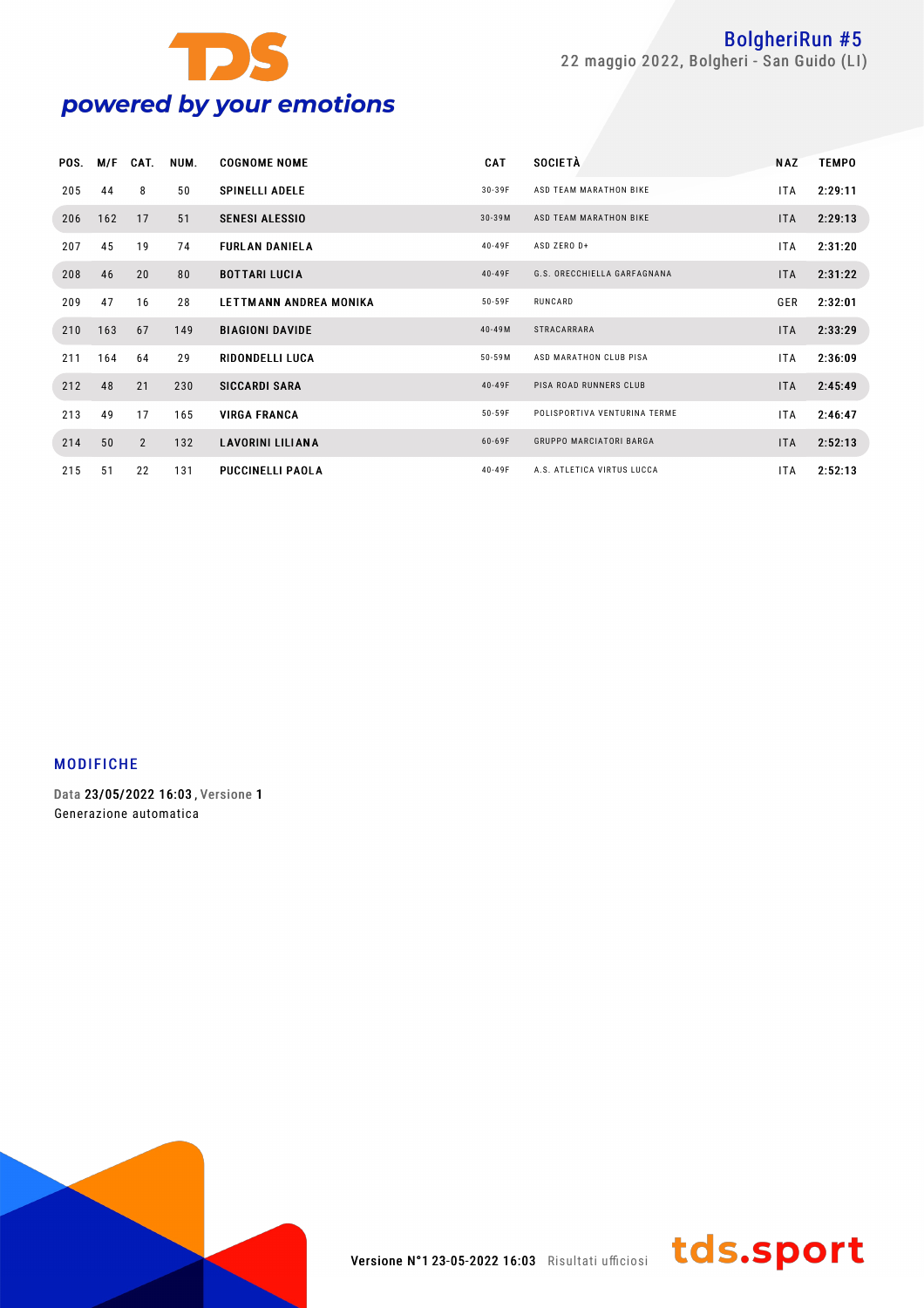# BolgheriRun #5

22 maggio 2022, Bolgheri - San Guido (LI)

| POS. | M/F | CAT. | NUM. | COGNOME NOME | CAT | SOCIETÀ | NAZ | TEMPO |
|---|---|---|---|---|---|---|---|---|
| 205 | 44 | 8 | 50 | SPINELLI ADELE | 30-39F | ASD TEAM MARATHON BIKE | ITA | 2:29:11 |
| 206 | 162 | 17 | 51 | SENESI ALESSIO | 30-39M | ASD TEAM MARATHON BIKE | ITA | 2:29:13 |
| 207 | 45 | 19 | 74 | FURLAN DANIELA | 40-49F | ASD ZERO D+ | ITA | 2:31:20 |
| 208 | 46 | 20 | 80 | BOTTARI LUCIA | 40-49F | G.S. ORECCHIELLA GARFAGNANA | ITA | 2:31:22 |
| 209 | 47 | 16 | 28 | LETTMANN ANDREA MONIKA | 50-59F | RUNCARD | GER | 2:32:01 |
| 210 | 163 | 67 | 149 | BIAGIONI DAVIDE | 40-49M | STRACARRARA | ITA | 2:33:29 |
| 211 | 164 | 64 | 29 | RIDONDELLI LUCA | 50-59M | ASD MARATHON CLUB PISA | ITA | 2:36:09 |
| 212 | 48 | 21 | 230 | SICCARDI SARA | 40-49F | PISA ROAD RUNNERS CLUB | ITA | 2:45:49 |
| 213 | 49 | 17 | 165 | VIRGA FRANCA | 50-59F | POLISPORTIVA VENTURINA TERME | ITA | 2:46:47 |
| 214 | 50 | 2 | 132 | LAVORINI LILIANA | 60-69F | GRUPPO MARCIATORI BARGA | ITA | 2:52:13 |
| 215 | 51 | 22 | 131 | PUCCINELLI PAOLA | 40-49F | A.S. ATLETICA VIRTUS LUCCA | ITA | 2:52:13 |

## MODIFICHE

Data **23/05/2022 16:03**, Versione **1**
Generazione automatica

**Versione N°1 23-05-2022 16:03** Risultati ufficiosi